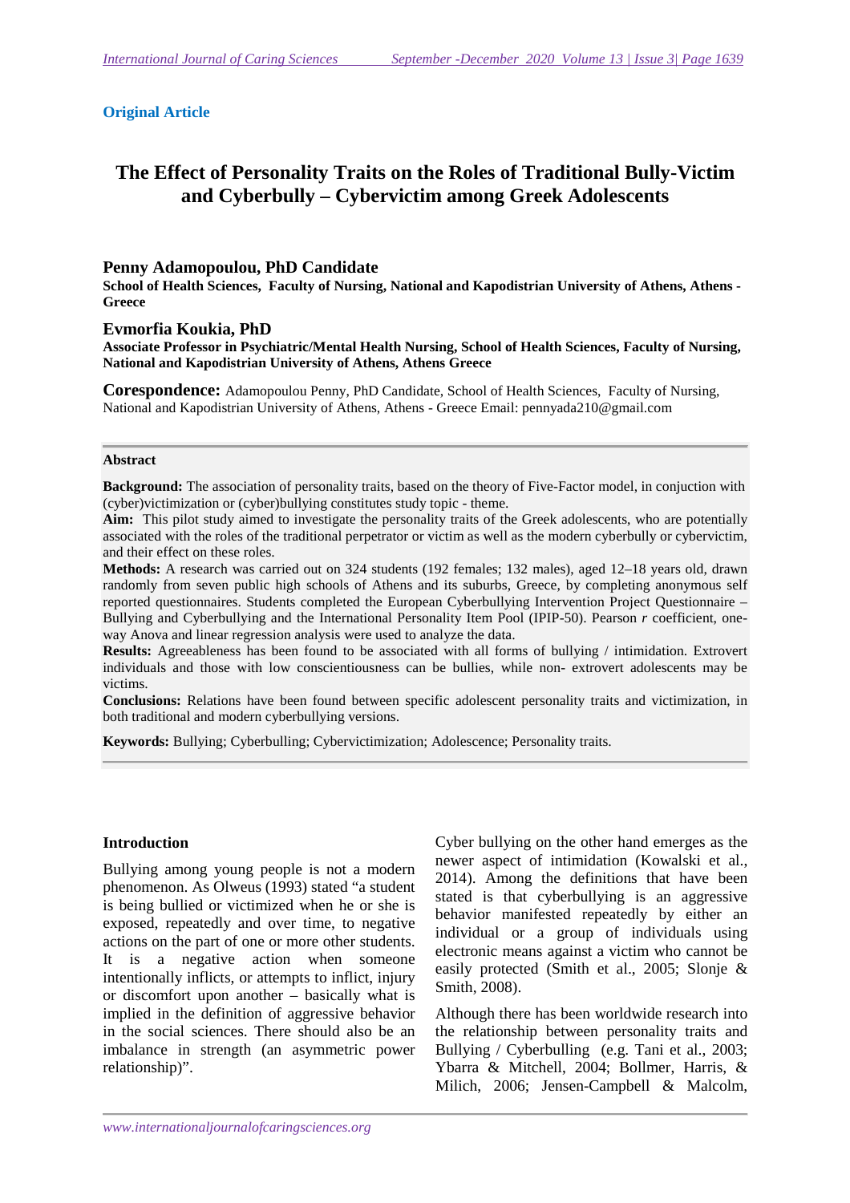**Original Article**

# The Effect of Personality Traits on the Roles of Traditional Bully-Victim and Cyberbully – Cybervictim among Greek Adolescents

## Penny Adamopoulou, PhD Candidate

**School of Health Sciences, Faculty of Nursing, National and Kapodistrian University of Athens, Athens - Greece**

## Evmorfia Koukia, PhD

**Associate Professor in Psychiatric/Mental Health Nursing, School of Health Sciences, Faculty of Nursing, National and Kapodistrian University of Athens, Athens Greece**

**Corespondence:** Adamopoulou Penny, PhD Candidate, School of Health Sciences, Faculty of Nursing, National and Kapodistrian University of Athens, Athens - Greece Email: pennyada210@gmail.com

### Abstract

**Background:** The association of personality traits, based on the theory of Five-Factor model, in conjuction with (cyber)victimization or (cyber)bullying constitutes study topic - theme.

**Aim:** This pilot study aimed to investigate the personality traits of the Greek adolescents, who are potentially associated with the roles of the traditional perpetrator or victim as well as the modern cyberbully or cybervictim, and their effect on these roles.

**Methods:** A research was carried out on 324 students (192 females; 132 males), aged 12–18 years old, drawn randomly from seven public high schools of Athens and its suburbs, Greece, by completing anonymous self reported questionnaires. Students completed the European Cyberbullying Intervention Project Questionnaire – Bullying and Cyberbullying and the International Personality Item Pool (IPIP-50). Pearson *r* coefficient, one-way Anova and linear regression analysis were used to analyze the data.

**Results:** Agreeableness has been found to be associated with all forms of bullying / intimidation. Extrovert individuals and those with low conscientiousness can be bullies, while non- extrovert adolescents may be victims.

**Conclusions:** Relations have been found between specific adolescent personality traits and victimization, in both traditional and modern cyberbullying versions.

**Keywords:** Bullying; Cyberbulling; Cybervictimization; Adolescence; Personality traits.

### Introduction

Bullying among young people is not a modern phenomenon. As Olweus (1993) stated "a student is being bullied or victimized when he or she is exposed, repeatedly and over time, to negative actions on the part of one or more other students. It is a negative action when someone intentionally inflicts, or attempts to inflict, injury or discomfort upon another – basically what is implied in the definition of aggressive behavior in the social sciences. There should also be an imbalance in strength (an asymmetric power relationship)".

Cyber bullying on the other hand emerges as the newer aspect of intimidation (Kowalski et al., 2014). Among the definitions that have been stated is that cyberbullying is an aggressive behavior manifested repeatedly by either an individual or a group of individuals using electronic means against a victim who cannot be easily protected (Smith et al., 2005; Slonje & Smith, 2008).

Although there has been worldwide research into the relationship between personality traits and Bullying / Cyberbulling (e.g. Tani et al., 2003; Ybarra & Mitchell, 2004; Bollmer, Harris, & Milich, 2006; Jensen-Campbell & Malcolm,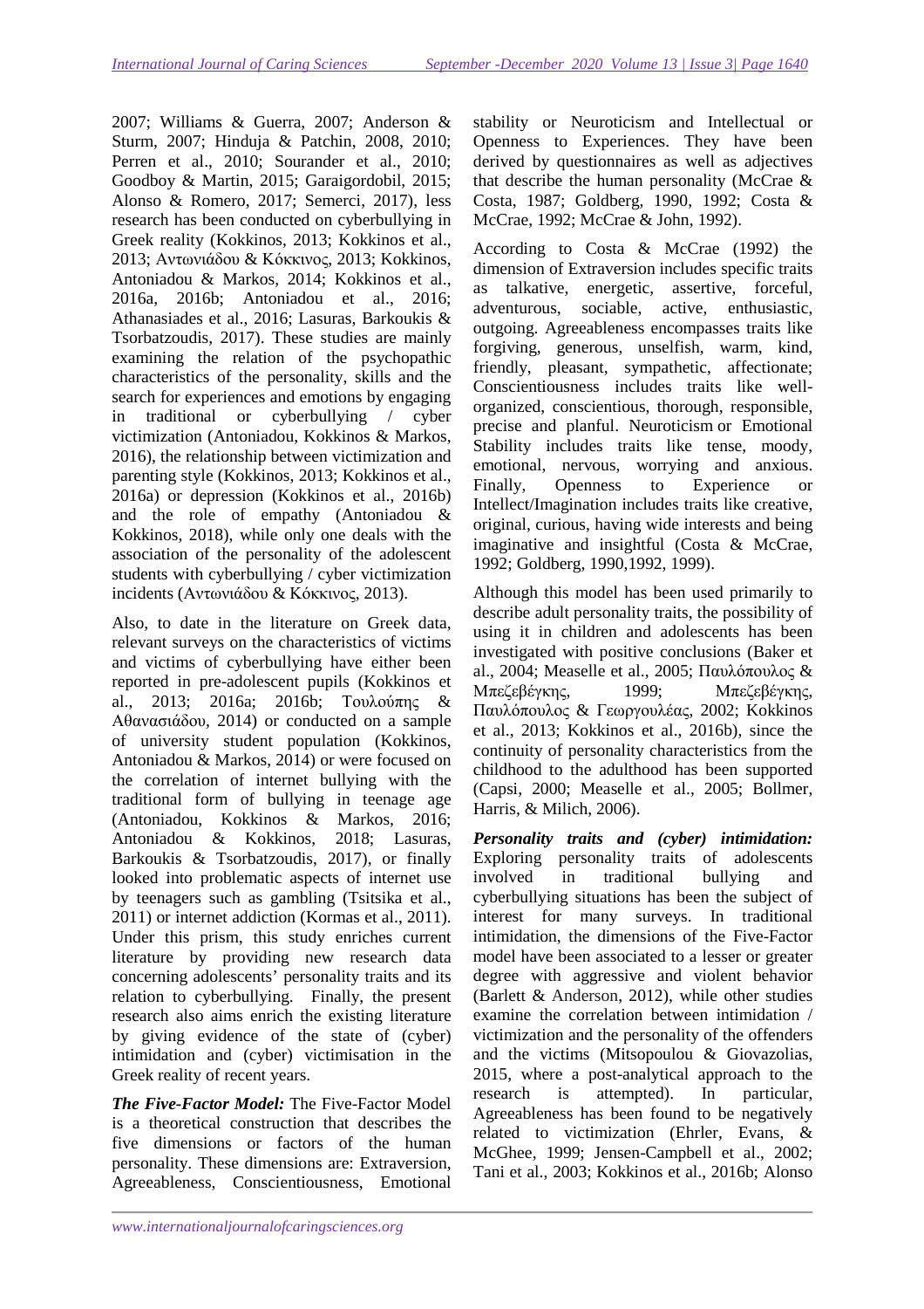2007; Williams & Guerra, 2007; Anderson & Sturm, 2007; Hinduja & Patchin, 2008, 2010; Perren et al., 2010; Sourander et al., 2010; Goodboy & Martin, 2015; Garaigordobil, 2015; Alonso & Romero, 2017; Semerci, 2017), less research has been conducted on cyberbullying in Greek reality (Kokkinos, 2013; Kokkinos et al., 2013; Αντωνιάδου & Κόκκινος, 2013; Kokkinos, Antoniadou & Markos, 2014; Kokkinos et al., 2016a, 2016b; Antoniadou et al., 2016; Athanasiades et al., 2016; Lasuras, Barkoukis & Tsorbatzoudis, 2017). These studies are mainly examining the relation of the psychopathic characteristics of the personality, skills and the search for experiences and emotions by engaging in traditional or cyberbullying / cyber victimization (Antoniadou, Kokkinos & Markos, 2016), the relationship between victimization and parenting style (Kokkinos, 2013; Kokkinos et al., 2016a) or depression (Kokkinos et al., 2016b) and the role of empathy (Antoniadou & Kokkinos, 2018), while only one deals with the association of the personality of the adolescent students with cyberbullying / cyber victimization incidents (Αντωνιάδου & Κόκκινος, 2013).

Also, to date in the literature on Greek data, relevant surveys on the characteristics of victims and victims of cyberbullying have either been reported in pre-adolescent pupils (Kokkinos et al., 2013; 2016a; 2016b; Τουλούπης & Αθανασιάδου, 2014) or conducted on a sample of university student population (Kokkinos, Antoniadou & Markos, 2014) or were focused on the correlation of internet bullying with the traditional form of bullying in teenage age (Antoniadou, Kokkinos & Markos, 2016; Antoniadou & Kokkinos, 2018; Lasuras, Barkoukis & Tsorbatzoudis, 2017), or finally looked into problematic aspects of internet use by teenagers such as gambling (Tsitsika et al., 2011) or internet addiction (Kormas et al., 2011). Under this prism, this study enriches current literature by providing new research data concerning adolescents' personality traits and its relation to cyberbullying. Finally, the present research also aims enrich the existing literature by giving evidence of the state of (cyber) intimidation and (cyber) victimisation in the Greek reality of recent years.

***The Five-Factor Model:*** The Five-Factor Model is a theoretical construction that describes the five dimensions or factors of the human personality. These dimensions are: Extraversion, Agreeableness, Conscientiousness, Emotional stability or Neuroticism and Intellectual or Openness to Experiences. They have been derived by questionnaires as well as adjectives that describe the human personality (McCrae & Costa, 1987; Goldberg, 1990, 1992; Costa & McCrae, 1992; McCrae & John, 1992).

According to Costa & McCrae (1992) the dimension of Extraversion includes specific traits as talkative, energetic, assertive, forceful, adventurous, sociable, active, enthusiastic, outgoing. Agreeableness encompasses traits like forgiving, generous, unselfish, warm, kind, friendly, pleasant, sympathetic, affectionate; Conscientiousness includes traits like well-organized, conscientious, thorough, responsible, precise and planful. Neuroticism or Emotional Stability includes traits like tense, moody, emotional, nervous, worrying and anxious. Finally, Openness to Experience or Intellect/Imagination includes traits like creative, original, curious, having wide interests and being imaginative and insightful (Costa & McCrae, 1992; Goldberg, 1990,1992, 1999).

Although this model has been used primarily to describe adult personality traits, the possibility of using it in children and adolescents has been investigated with positive conclusions (Baker et al., 2004; Measelle et al., 2005; Παυλόπουλος & Μπεζεβέγκης, 1999; Μπεζεβέγκης, Παυλόπουλος & Γεωργουλέας, 2002; Kokkinos et al., 2013; Kokkinos et al., 2016b), since the continuity of personality characteristics from the childhood to the adulthood has been supported (Capsi, 2000; Measelle et al., 2005; Bollmer, Harris, & Milich, 2006).

***Personality traits and (cyber) intimidation:*** Exploring personality traits of adolescents involved in traditional bullying and cyberbullying situations has been the subject of interest for many surveys. In traditional intimidation, the dimensions of the Five-Factor model have been associated to a lesser or greater degree with aggressive and violent behavior (Barlett & Anderson, 2012), while other studies examine the correlation between intimidation / victimization and the personality of the offenders and the victims (Mitsopoulou & Giovazolias, 2015, where a post-analytical approach to the research is attempted). In particular, Agreeableness has been found to be negatively related to victimization (Ehrler, Evans, & McGhee, 1999; Jensen-Campbell et al., 2002; Tani et al., 2003; Kokkinos et al., 2016b; Alonso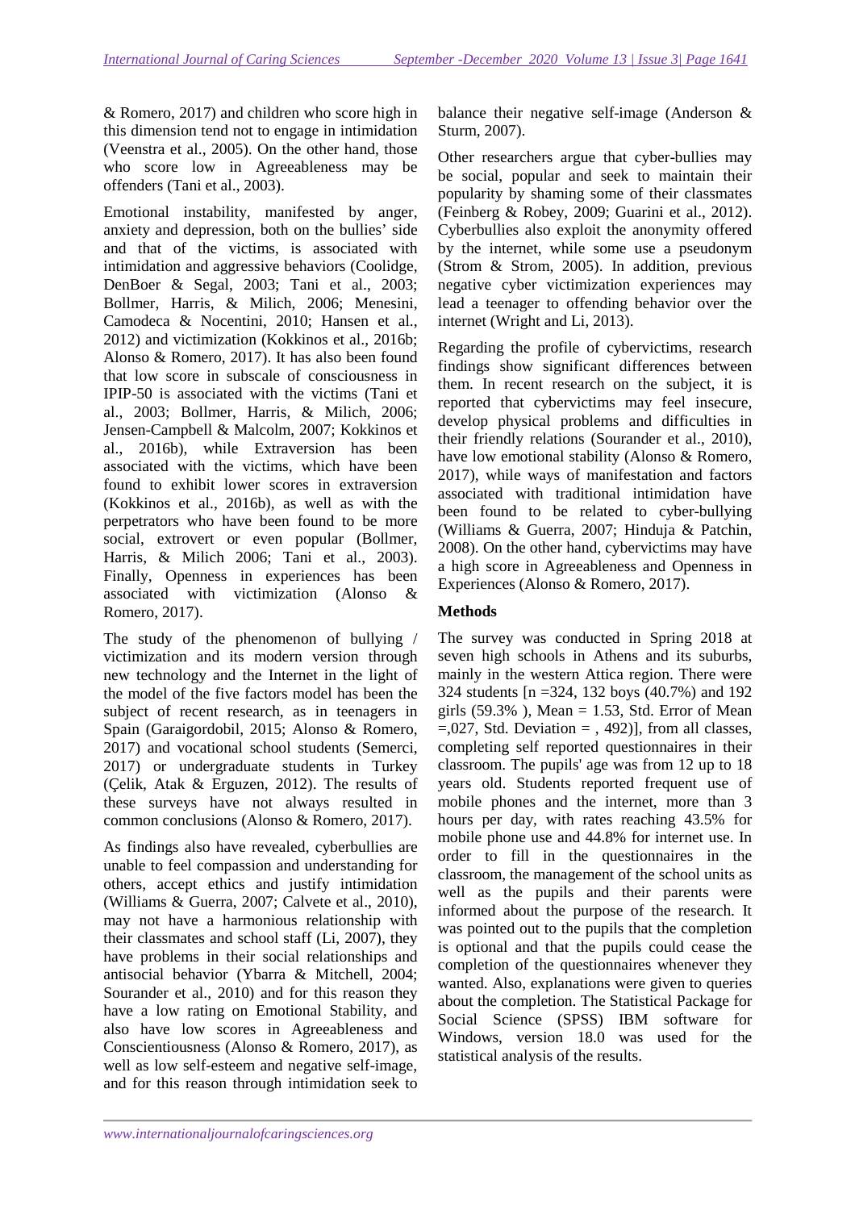& Romero, 2017) and children who score high in this dimension tend not to engage in intimidation (Veenstra et al., 2005). On the other hand, those who score low in Agreeableness may be offenders (Tani et al., 2003).

Emotional instability, manifested by anger, anxiety and depression, both on the bullies' side and that of the victims, is associated with intimidation and aggressive behaviors (Coolidge, DenBoer & Segal, 2003; Tani et al., 2003; Bollmer, Harris, & Milich, 2006; Menesini, Camodeca & Nocentini, 2010; Hansen et al., 2012) and victimization (Kokkinos et al., 2016b; Alonso & Romero, 2017). It has also been found that low score in subscale of consciousness in IPIP-50 is associated with the victims (Tani et al., 2003; Bollmer, Harris, & Milich, 2006; Jensen-Campbell & Malcolm, 2007; Kokkinos et al., 2016b), while Extraversion has been associated with the victims, which have been found to exhibit lower scores in extraversion (Kokkinos et al., 2016b), as well as with the perpetrators who have been found to be more social, extrovert or even popular (Bollmer, Harris, & Milich 2006; Tani et al., 2003). Finally, Openness in experiences has been associated with victimization (Alonso & Romero, 2017).

The study of the phenomenon of bullying / victimization and its modern version through new technology and the Internet in the light of the model of the five factors model has been the subject of recent research, as in teenagers in Spain (Garaigordobil, 2015; Alonso & Romero, 2017) and vocational school students (Semerci, 2017) or undergraduate students in Turkey (Çelik, Atak & Erguzen, 2012). The results of these surveys have not always resulted in common conclusions (Alonso & Romero, 2017).

As findings also have revealed, cyberbullies are unable to feel compassion and understanding for others, accept ethics and justify intimidation (Williams & Guerra, 2007; Calvete et al., 2010), may not have a harmonious relationship with their classmates and school staff (Li, 2007), they have problems in their social relationships and antisocial behavior (Ybarra & Mitchell, 2004; Sourander et al., 2010) and for this reason they have a low rating on Emotional Stability, and also have low scores in Agreeableness and Conscientiousness (Alonso & Romero, 2017), as well as low self-esteem and negative self-image, and for this reason through intimidation seek to balance their negative self-image (Anderson & Sturm, 2007).

Other researchers argue that cyber-bullies may be social, popular and seek to maintain their popularity by shaming some of their classmates (Feinberg & Robey, 2009; Guarini et al., 2012). Cyberbullies also exploit the anonymity offered by the internet, while some use a pseudonym (Strom & Strom, 2005). In addition, previous negative cyber victimization experiences may lead a teenager to offending behavior over the internet (Wright and Li, 2013).

Regarding the profile of cybervictims, research findings show significant differences between them. In recent research on the subject, it is reported that cybervictims may feel insecure, develop physical problems and difficulties in their friendly relations (Sourander et al., 2010), have low emotional stability (Alonso & Romero, 2017), while ways of manifestation and factors associated with traditional intimidation have been found to be related to cyber-bullying (Williams & Guerra, 2007; Hinduja & Patchin, 2008). On the other hand, cybervictims may have a high score in Agreeableness and Openness in Experiences (Alonso & Romero, 2017).

**Methods**

The survey was conducted in Spring 2018 at seven high schools in Athens and its suburbs, mainly in the western Attica region. There were 324 students [n =324, 132 boys (40.7%) and 192 girls (59.3% ), Mean = 1.53, Std. Error of Mean =,027, Std. Deviation = , 492)], from all classes, completing self reported questionnaires in their classroom. The pupils' age was from 12 up to 18 years old. Students reported frequent use of mobile phones and the internet, more than 3 hours per day, with rates reaching 43.5% for mobile phone use and 44.8% for internet use. In order to fill in the questionnaires in the classroom, the management of the school units as well as the pupils and their parents were informed about the purpose of the research. It was pointed out to the pupils that the completion is optional and that the pupils could cease the completion of the questionnaires whenever they wanted. Also, explanations were given to queries about the completion. The Statistical Package for Social Science (SPSS) IBM software for Windows, version 18.0 was used for the statistical analysis of the results.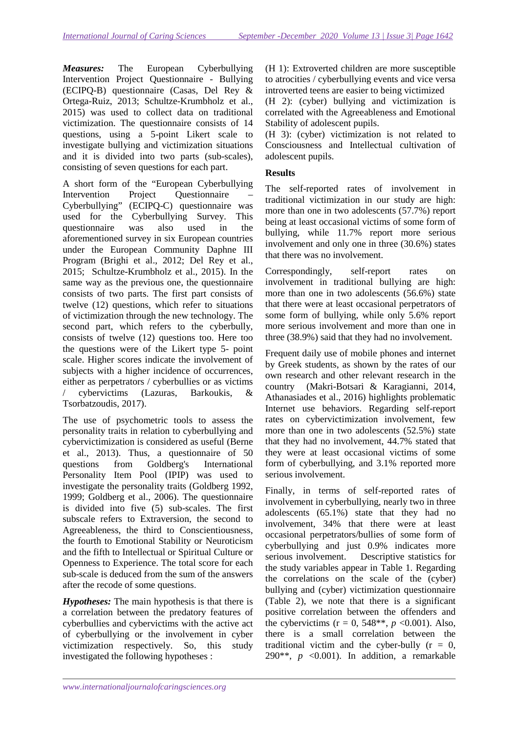***Measures:*** The European Cyberbullying Intervention Project Questionnaire - Bullying (ECIPQ-B) questionnaire (Casas, Del Rey & Ortega-Ruiz, 2013; Schultze-Krumbholz et al., 2015) was used to collect data on traditional victimization. The questionnaire consists of 14 questions, using a 5-point Likert scale to investigate bullying and victimization situations and it is divided into two parts (sub-scales), consisting of seven questions for each part.

A short form of the "European Cyberbullying Intervention Project Questionnaire – Cyberbullying" (ECIPQ-C) questionnaire was used for the Cyberbullying Survey. This questionnaire was also used in the aforementioned survey in six European countries under the European Community Daphne III Program (Brighi et al., 2012; Del Rey et al., 2015; Schultze-Krumbholz et al., 2015). In the same way as the previous one, the questionnaire consists of two parts. The first part consists of twelve (12) questions, which refer to situations of victimization through the new technology. The second part, which refers to the cyberbully, consists of twelve (12) questions too. Here too the questions were of the Likert type 5- point scale. Higher scores indicate the involvement of subjects with a higher incidence of occurrences, either as perpetrators / cyberbullies or as victims / cybervictims (Lazuras, Barkoukis, & Tsorbatzoudis, 2017).

The use of psychometric tools to assess the personality traits in relation to cyberbullying and cybervictimization is considered as useful (Berne et al., 2013). Thus, a questionnaire of 50 questions from Goldberg's International Personality Item Pool (IPIP) was used to investigate the personality traits (Goldberg 1992, 1999; Goldberg et al., 2006). The questionnaire is divided into five (5) sub-scales. The first subscale refers to Extraversion, the second to Agreeableness, the third to Conscientiousness, the fourth to Emotional Stability or Neuroticism and the fifth to Intellectual or Spiritual Culture or Openness to Experience. The total score for each sub-scale is deduced from the sum of the answers after the recode of some questions.

***Hypotheses:*** The main hypothesis is that there is a correlation between the predatory features of cyberbullies and cybervictims with the active act of cyberbullying or the involvement in cyber victimization respectively. So, this study investigated the following hypotheses :

(H 1): Extroverted children are more susceptible to atrocities / cyberbullying events and vice versa introverted teens are easier to being victimized

(H 2): (cyber) bullying and victimization is correlated with the Agreeableness and Emotional Stability of adolescent pupils.

(H 3): (cyber) victimization is not related to Consciousness and Intellectual cultivation of adolescent pupils.

**Results**

The self-reported rates of involvement in traditional victimization in our study are high: more than one in two adolescents (57.7%) report being at least occasional victims of some form of bullying, while 11.7% report more serious involvement and only one in three (30.6%) states that there was no involvement.

Correspondingly, self-report rates on involvement in traditional bullying are high: more than one in two adolescents (56.6%) state that there were at least occasional perpetrators of some form of bullying, while only 5.6% report more serious involvement and more than one in three (38.9%) said that they had no involvement.

Frequent daily use of mobile phones and internet by Greek students, as shown by the rates of our own research and other relevant research in the country (Makri-Botsari & Karagianni, 2014, Athanasiades et al., 2016) highlights problematic Internet use behaviors. Regarding self-report rates on cybervictimization involvement, few more than one in two adolescents (52.5%) state that they had no involvement, 44.7% stated that they were at least occasional victims of some form of cyberbullying, and 3.1% reported more serious involvement.

Finally, in terms of self-reported rates of involvement in cyberbullying, nearly two in three adolescents (65.1%) state that they had no involvement, 34% that there were at least occasional perpetrators/bullies of some form of cyberbullying and just 0.9% indicates more serious involvement. Descriptive statistics for the study variables appear in Table 1. Regarding the correlations on the scale of the (cyber) bullying and (cyber) victimization questionnaire (Table 2), we note that there is a significant positive correlation between the offenders and the cybervictims (r = 0, 548**, $p$ <0.001). Also, there is a small correlation between the traditional victim and the cyber-bully (r = 0, 290**, $p$ <0.001). In addition, a remarkable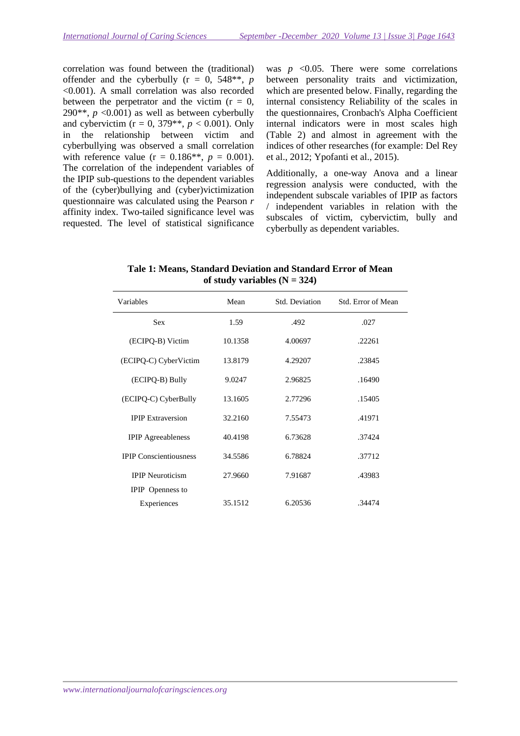correlation was found between the (traditional) offender and the cyberbully ($r = 0, 548^{**}$, $p < 0.001$). A small correlation was also recorded between the perpetrator and the victim ($r = 0, 290^{**}$, $p < 0.001$) as well as between cyberbully and cybervictim ($r = 0, 379^{**}$, $p < 0.001$). Only in the relationship between victim and cyberbullying was observed a small correlation with reference value ($r = 0.186^{**}$, $p = 0.001$). The correlation of the independent variables of the IPIP sub-questions to the dependent variables of the (cyber)bullying and (cyber)victimization questionnaire was calculated using the Pearson *r* affinity index. Two-tailed significance level was requested. The level of statistical significance was $p < 0.05$. There were some correlations between personality traits and victimization, which are presented below. Finally, regarding the internal consistency Reliability of the scales in the questionnaires, Cronbach's Alpha Coefficient internal indicators were in most scales high (Table 2) and almost in agreement with the indices of other researches (for example: Del Rey et al., 2012; Ypofanti et al., 2015).

Additionally, a one-way Anova and a linear regression analysis were conducted, with the independent subscale variables of IPIP as factors / independent variables in relation with the subscales of victim, cybervictim, bully and cyberbully as dependent variables.

**Tale 1: Means, Standard Deviation and Standard Error of Mean of study variables (N = 324)**

| Variables | Mean | Std. Deviation | Std. Error of Mean |
|---|---|---|---|
| Sex | 1.59 | .492 | .027 |
| (ECIPQ-B) Victim | 10.1358 | 4.00697 | .22261 |
| (ECIPQ-C) CyberVictim | 13.8179 | 4.29207 | .23845 |
| (ECIPQ-B) Bully | 9.0247 | 2.96825 | .16490 |
| (ECIPQ-C) CyberBully | 13.1605 | 2.77296 | .15405 |
| IPIP Extraversion | 32.2160 | 7.55473 | .41971 |
| IPIP Agreeableness | 40.4198 | 6.73628 | .37424 |
| IPIP Conscientiousness | 34.5586 | 6.78824 | .37712 |
| IPIP Neuroticism | 27.9660 | 7.91687 | .43983 |
| IPIP Openness to Experiences | 35.1512 | 6.20536 | .34474 |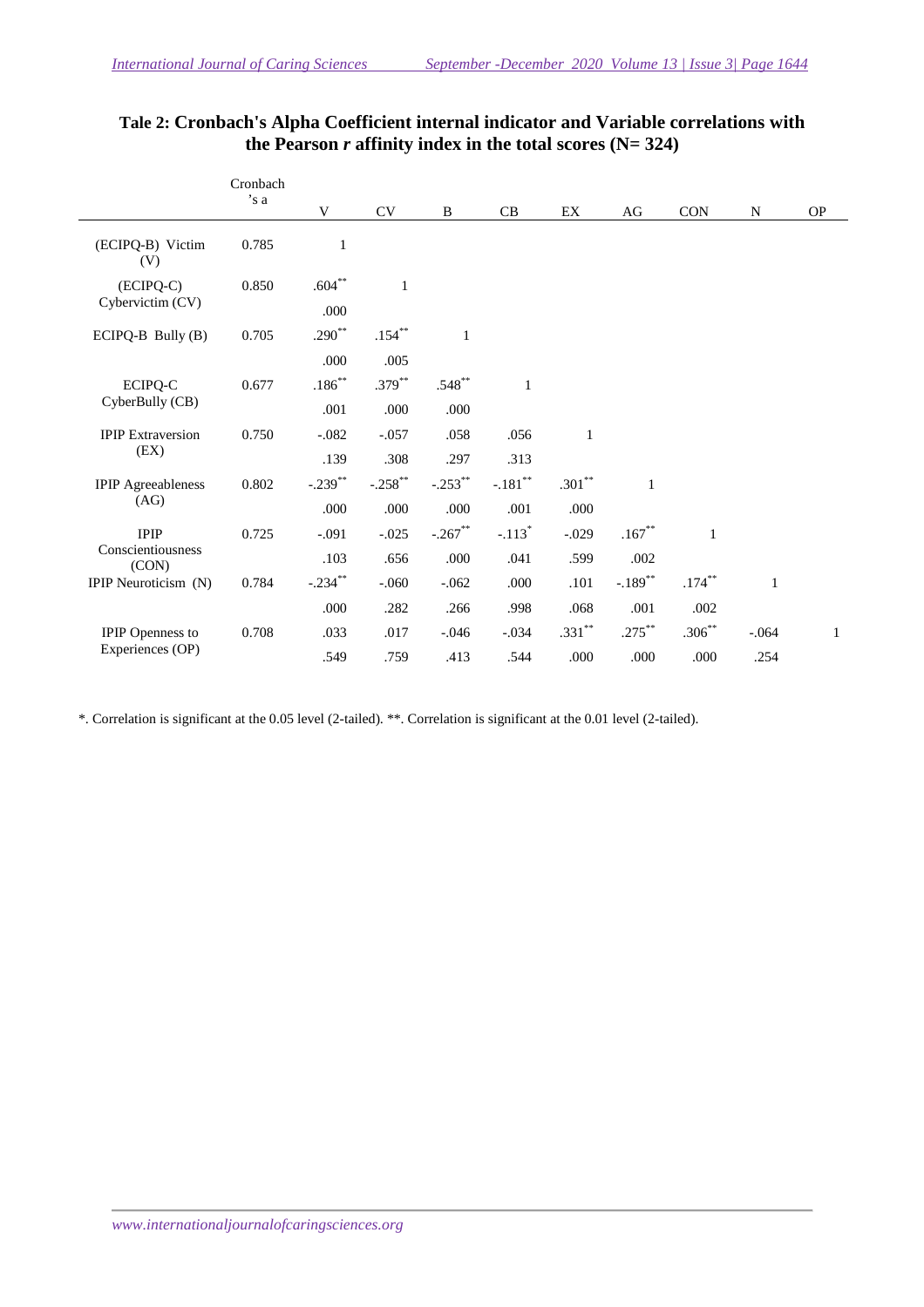**Tale 2: Cronbach's Alpha Coefficient internal indicator and Variable correlations with the Pearson *r* affinity index in the total scores (N= 324)**

| | Cronbach 's a | V | CV | B | CB | EX | AG | CON | N | OP |
|---|---|---|---|---|---|---|---|---|---|---|
| (ECIPQ-B) Victim (V) | 0.785 | 1 | | | | | | | | |
| (ECIPQ-C) Cybervictim (CV) | 0.850 | .604** | 1 | | | | | | | |
| | | .000 | | | | | | | | |
| ECIPQ-B Bully (B) | 0.705 | .290** | .154** | 1 | | | | | | |
| | | .000 | .005 | | | | | | | |
| ECIPQ-C CyberBully (CB) | 0.677 | .186** | .379** | .548** | 1 | | | | | |
| | | .001 | .000 | .000 | | | | | | |
| IPIP Extraversion (EX) | 0.750 | -.082 | -.057 | .058 | .056 | 1 | | | | |
| | | .139 | .308 | .297 | .313 | | | | | |
| IPIP Agreeableness (AG) | 0.802 | -.239** | -.258** | -.253** | -.181** | .301** | 1 | | | |
| | | .000 | .000 | .000 | .001 | .000 | | | | |
| IPIP Conscientiousness (CON) | 0.725 | -.091 | -.025 | -.267** | -.113* | -.029 | .167** | 1 | | |
| | | .103 | .656 | .000 | .041 | .599 | .002 | | | |
| IPIP Neuroticism (N) | 0.784 | -.234** | -.060 | -.062 | .000 | .101 | -.189** | .174** | 1 | |
| | | .000 | .282 | .266 | .998 | .068 | .001 | .002 | | |
| IPIP Openness to Experiences (OP) | 0.708 | .033 | .017 | -.046 | -.034 | .331** | .275** | .306** | -.064 | 1 |
| | | .549 | .759 | .413 | .544 | .000 | .000 | .000 | .254 | |

*. Correlation is significant at the 0.05 level (2-tailed). **. Correlation is significant at the 0.01 level (2-tailed).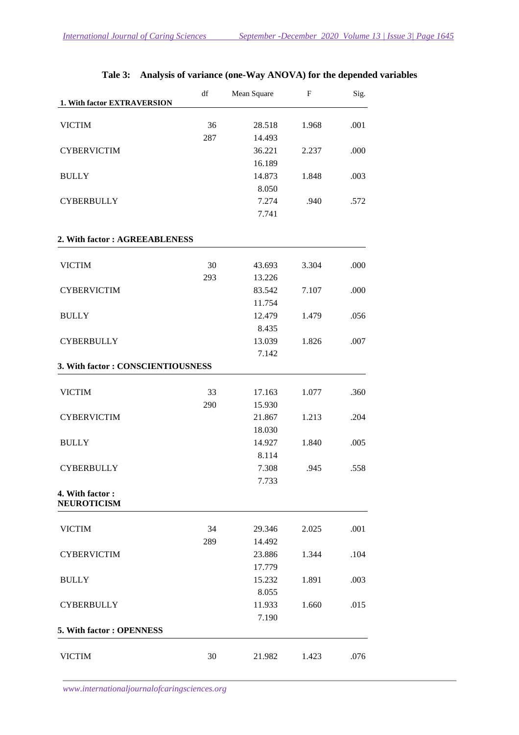**Tale 3: Analysis of variance (one-Way ANOVA) for the depended variables**

| 1. With factor EXTRAVERSION | df | Mean Square | F | Sig. |
|---|---|---|---|---|
| VICTIM | 36 | 28.518 | 1.968 | .001 |
| | 287 | 14.493 | | |
| CYBERVICTIM | | 36.221 | 2.237 | .000 |
| | | 16.189 | | |
| BULLY | | 14.873 | 1.848 | .003 |
| | | 8.050 | | |
| CYBERBULLY | | 7.274 | .940 | .572 |
| | | 7.741 | | |
| **2. With factor : AGREEABLENESS** | | | | |
| VICTIM | 30 | 43.693 | 3.304 | .000 |
| | 293 | 13.226 | | |
| CYBERVICTIM | | 83.542 | 7.107 | .000 |
| | | 11.754 | | |
| BULLY | | 12.479 | 1.479 | .056 |
| | | 8.435 | | |
| CYBERBULLY | | 13.039 | 1.826 | .007 |
| | | 7.142 | | |
| **3. With factor : CONSCIENTIOUSNESS** | | | | |
| VICTIM | 33 | 17.163 | 1.077 | .360 |
| | 290 | 15.930 | | |
| CYBERVICTIM | | 21.867 | 1.213 | .204 |
| | | 18.030 | | |
| BULLY | | 14.927 | 1.840 | .005 |
| | | 8.114 | | |
| CYBERBULLY | | 7.308 | .945 | .558 |
| | | 7.733 | | |
| **4. With factor : NEUROTICISM** | | | | |
| VICTIM | 34 | 29.346 | 2.025 | .001 |
| | 289 | 14.492 | | |
| CYBERVICTIM | | 23.886 | 1.344 | .104 |
| | | 17.779 | | |
| BULLY | | 15.232 | 1.891 | .003 |
| | | 8.055 | | |
| CYBERBULLY | | 11.933 | 1.660 | .015 |
| | | 7.190 | | |
| **5. With factor : OPENNESS** | | | | |
| VICTIM | 30 | 21.982 | 1.423 | .076 |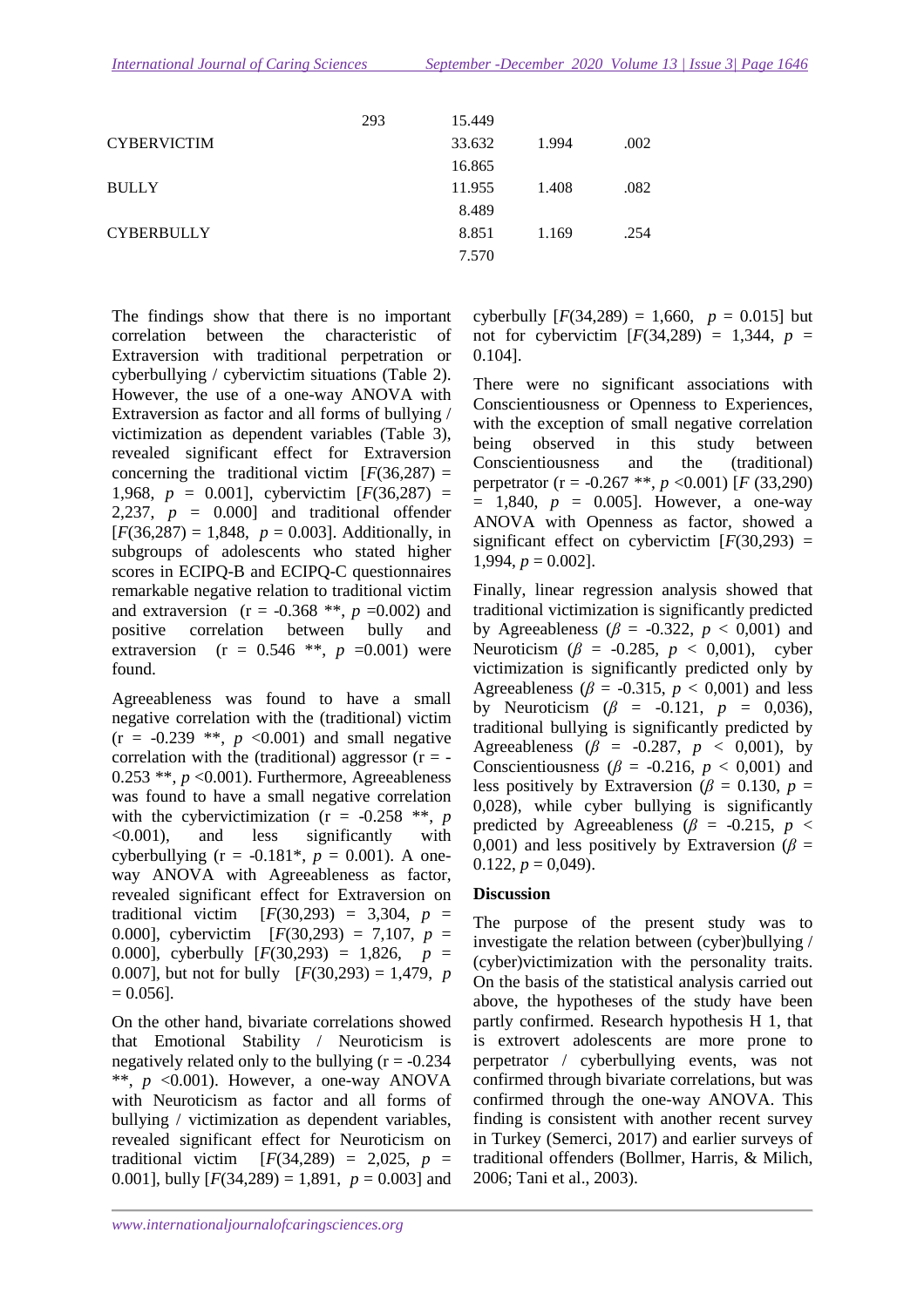| | | | | |
|---|---|---|---|---|
| | 293 | 15.449 | | |
| CYBERVICTIM | | 33.632 | 1.994 | .002 |
| | | 16.865 | | |
| BULLY | | 11.955 | 1.408 | .082 |
| | | 8.489 | | |
| CYBERBULLY | | 8.851 | 1.169 | .254 |
| | | 7.570 | | |

The findings show that there is no important correlation between the characteristic of Extraversion with traditional perpetration or cyberbullying / cybervictim situations (Table 2). However, the use of a one-way ANOVA with Extraversion as factor and all forms of bullying / victimization as dependent variables (Table 3), revealed significant effect for Extraversion concerning the traditional victim [$F(36,287)$ = 1,968, $p$ = 0.001], cybervictim [$F(36,287)$ = 2,237, $p$ = 0.000] and traditional offender [$F(36,287)$ = 1,848, $p$ = 0.003]. Additionally, in subgroups of adolescents who stated higher scores in ECIPQ-B and ECIPQ-C questionnaires remarkable negative relation to traditional victim and extraversion (r = -0.368 **, $p$ =0.002) and positive correlation between bully and extraversion (r = 0.546 **, $p$ =0.001) were found.

Agreeableness was found to have a small negative correlation with the (traditional) victim (r = -0.239 **, $p$ <0.001) and small negative correlation with the (traditional) aggressor (r = -0.253 **, $p$ <0.001). Furthermore, Agreeableness was found to have a small negative correlation with the cybervictimization (r = -0.258 **, $p$ <0.001), and less significantly with cyberbullying (r = -0.181*, $p$ = 0.001). A one-way ANOVA with Agreeableness as factor, revealed significant effect for Extraversion on traditional victim [$F(30,293)$ = 3,304, $p$ = 0.000], cybervictim [$F(30,293)$ = 7,107, $p$ = 0.000], cyberbully [$F(30,293)$ = 1,826, $p$ = 0.007], but not for bully [$F(30,293)$ = 1,479, $p$ = 0.056].

On the other hand, bivariate correlations showed that Emotional Stability / Neuroticism is negatively related only to the bullying (r = -0.234 **, $p$ <0.001). However, a one-way ANOVA with Neuroticism as factor and all forms of bullying / victimization as dependent variables, revealed significant effect for Neuroticism on traditional victim [$F(34,289)$ = 2,025, $p$ = 0.001], bully [$F(34,289)$ = 1,891, $p$ = 0.003] and cyberbully [$F(34,289)$ = 1,660, $p$ = 0.015] but not for cybervictim [$F(34,289)$ = 1,344, $p$ = 0.104].

There were no significant associations with Conscientiousness or Openness to Experiences, with the exception of small negative correlation being observed in this study between Conscientiousness and the (traditional) perpetrator (r = -0.267 **, $p$ <0.001) [$F$ (33,290) = 1,840, $p$ = 0.005]. However, a one-way ANOVA with Openness as factor, showed a significant effect on cybervictim [$F(30,293)$ = 1,994, $p$ = 0.002].

Finally, linear regression analysis showed that traditional victimization is significantly predicted by Agreeableness ($\beta$ = -0.322, $p$ < 0,001) and Neuroticism ($\beta$ = -0.285, $p$ < 0,001), cyber victimization is significantly predicted only by Agreeableness ($\beta$ = -0.315, $p$ < 0,001) and less by Neuroticism ($\beta$ = -0.121, $p$ = 0,036), traditional bullying is significantly predicted by Agreeableness ($\beta$ = -0.287, $p$ < 0,001), by Conscientiousness ($\beta$ = -0.216, $p$ < 0,001) and less positively by Extraversion ($\beta$ = 0.130, $p$ = 0,028), while cyber bullying is significantly predicted by Agreeableness ($\beta$ = -0.215, $p$ < 0,001) and less positively by Extraversion ($\beta$ = 0.122, $p$ = 0,049).

## Discussion

The purpose of the present study was to investigate the relation between (cyber)bullying / (cyber)victimization with the personality traits. On the basis of the statistical analysis carried out above, the hypotheses of the study have been partly confirmed. Research hypothesis H 1, that is extrovert adolescents are more prone to perpetrator / cyberbullying events, was not confirmed through bivariate correlations, but was confirmed through the one-way ANOVA. This finding is consistent with another recent survey in Turkey (Semerci, 2017) and earlier surveys of traditional offenders (Bollmer, Harris, & Milich, 2006; Tani et al., 2003).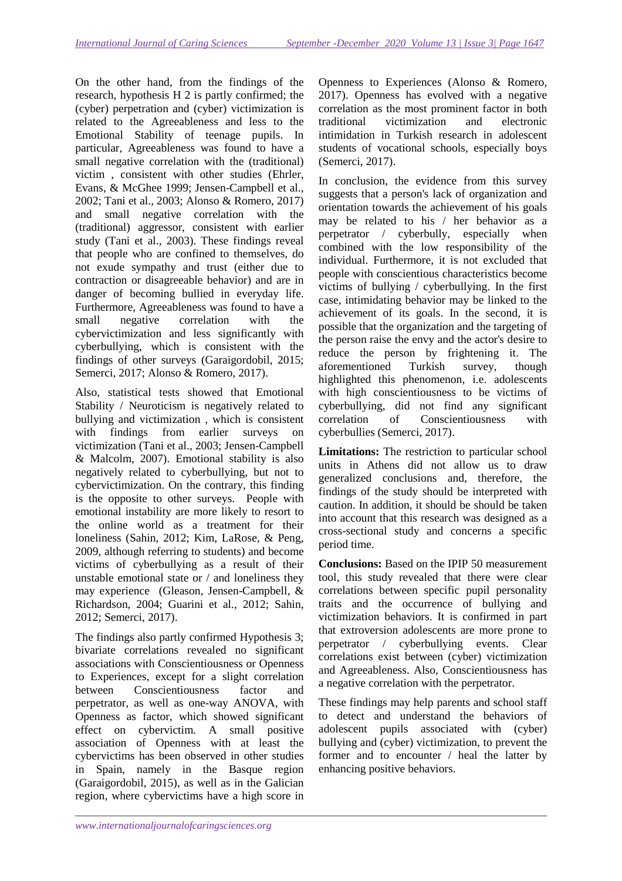On the other hand, from the findings of the research, hypothesis H 2 is partly confirmed; the (cyber) perpetration and (cyber) victimization is related to the Agreeableness and less to the Emotional Stability of teenage pupils. In particular, Agreeableness was found to have a small negative correlation with the (traditional) victim , consistent with other studies (Ehrler, Evans, & McGhee 1999; Jensen-Campbell et al., 2002; Tani et al., 2003; Alonso & Romero, 2017) and small negative correlation with the (traditional) aggressor, consistent with earlier study (Tani et al., 2003). These findings reveal that people who are confined to themselves, do not exude sympathy and trust (either due to contraction or disagreeable behavior) and are in danger of becoming bullied in everyday life. Furthermore, Agreeableness was found to have a small negative correlation with the cybervictimization and less significantly with cyberbullying, which is consistent with the findings of other surveys (Garaigordobil, 2015; Semerci, 2017; Alonso & Romero, 2017).

Also, statistical tests showed that Emotional Stability / Neuroticism is negatively related to bullying and victimization , which is consistent with findings from earlier surveys on victimization (Tani et al., 2003; Jensen-Campbell & Malcolm, 2007). Emotional stability is also negatively related to cyberbullying, but not to cybervictimization. On the contrary, this finding is the opposite to other surveys. People with emotional instability are more likely to resort to the online world as a treatment for their loneliness (Sahin, 2012; Kim, LaRose, & Peng, 2009, although referring to students) and become victims of cyberbullying as a result of their unstable emotional state or / and loneliness they may experience (Gleason, Jensen-Campbell, & Richardson, 2004; Guarini et al., 2012; Sahin, 2012; Semerci, 2017).

The findings also partly confirmed Hypothesis 3; bivariate correlations revealed no significant associations with Conscientiousness or Openness to Experiences, except for a slight correlation between Conscientiousness factor and perpetrator, as well as one-way ANOVA, with Openness as factor, which showed significant effect on cybervictim. A small positive association of Openness with at least the cybervictims has been observed in other studies in Spain, namely in the Basque region (Garaigordobil, 2015), as well as in the Galician region, where cybervictims have a high score in Openness to Experiences (Alonso & Romero, 2017). Openness has evolved with a negative correlation as the most prominent factor in both traditional victimization and electronic intimidation in Turkish research in adolescent students of vocational schools, especially boys (Semerci, 2017).

In conclusion, the evidence from this survey suggests that a person's lack of organization and orientation towards the achievement of his goals may be related to his / her behavior as a perpetrator / cyberbully, especially when combined with the low responsibility of the individual. Furthermore, it is not excluded that people with conscientious characteristics become victims of bullying / cyberbullying. In the first case, intimidating behavior may be linked to the achievement of its goals. In the second, it is possible that the organization and the targeting of the person raise the envy and the actor's desire to reduce the person by frightening it. The aforementioned Turkish survey, though highlighted this phenomenon, i.e. adolescents with high conscientiousness to be victims of cyberbullying, did not find any significant correlation of Conscientiousness with cyberbullies (Semerci, 2017).

**Limitations:** The restriction to particular school units in Athens did not allow us to draw generalized conclusions and, therefore, the findings of the study should be interpreted with caution. In addition, it should be should be taken into account that this research was designed as a cross-sectional study and concerns a specific period time.

**Conclusions:** Based on the IPIP 50 measurement tool, this study revealed that there were clear correlations between specific pupil personality traits and the occurrence of bullying and victimization behaviors. It is confirmed in part that extroversion adolescents are more prone to perpetrator / cyberbullying events. Clear correlations exist between (cyber) victimization and Agreeableness. Also, Conscientiousness has a negative correlation with the perpetrator.

These findings may help parents and school staff to detect and understand the behaviors of adolescent pupils associated with (cyber) bullying and (cyber) victimization, to prevent the former and to encounter / heal the latter by enhancing positive behaviors.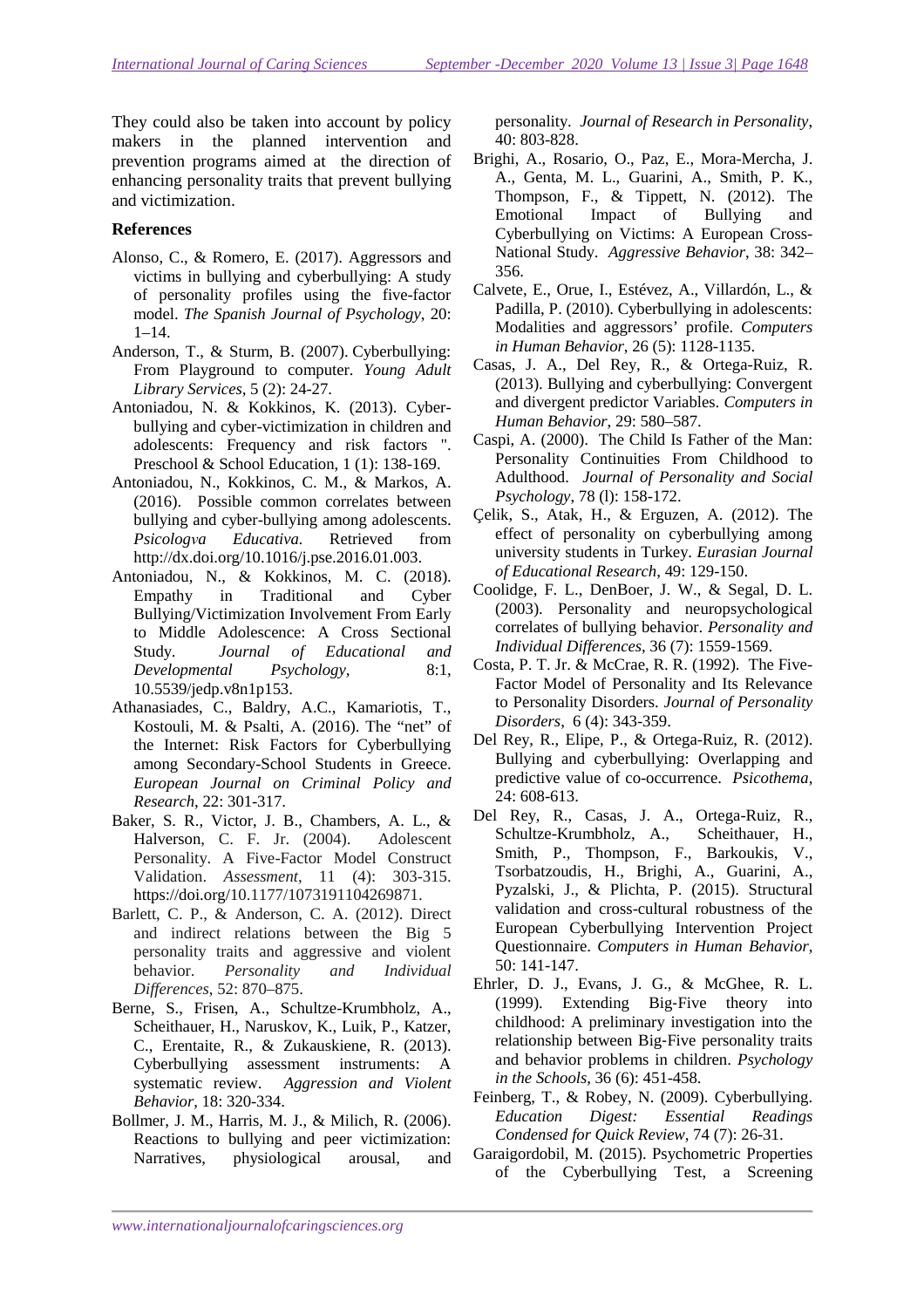They could also be taken into account by policy makers in the planned intervention and prevention programs aimed at the direction of enhancing personality traits that prevent bullying and victimization.

**References**

Alonso, C., & Romero, E. (2017). Aggressors and victims in bullying and cyberbullying: A study of personality profiles using the five-factor model. *The Spanish Journal of Psychology*, 20: 1–14.

Anderson, T., & Sturm, B. (2007). Cyberbullying: From Playground to computer. *Young Adult Library Services,* 5 (2): 24-27.

Antoniadou, N. & Kokkinos, K. (2013). Cyber-bullying and cyber-victimization in children and adolescents: Frequency and risk factors ". Preschool & School Education, 1 (1): 138-169.

Antoniadou, N., Kokkinos, C. M., & Markos, A. (2016). Possible common correlates between bullying and cyber-bullying among adolescents. *Psicologva Educativa.* Retrieved from http://dx.doi.org/10.1016/j.pse.2016.01.003.

Antoniadou, N., & Kokkinos, M. C. (2018). Empathy in Traditional and Cyber Bullying/Victimization Involvement From Early to Middle Adolescence: A Cross Sectional Study. *Journal of Educational and Developmental Psychology,* 8:1, 10.5539/jedp.v8n1p153.

Athanasiades, C., Baldry, A.C., Kamariotis, T., Kostouli, M. & Psalti, A. (2016). The "net" of the Internet: Risk Factors for Cyberbullying among Secondary-School Students in Greece. *European Journal on Criminal Policy and Research*, 22: 301-317.

Baker, S. R., Victor, J. B., Chambers, A. L., & Halverson, C. F. Jr. (2004). Adolescent Personality. A Five-Factor Model Construct Validation. *Assessment*, 11 (4): 303-315. https://doi.org/10.1177/1073191104269871.

Barlett, C. P., & Anderson, C. A. (2012). Direct and indirect relations between the Big 5 personality traits and aggressive and violent behavior. *Personality and Individual Differences*, 52: 870–875.

Berne, S., Frisen, A., Schultze-Krumbholz, A., Scheithauer, H., Naruskov, K., Luik, P., Katzer, C., Erentaite, R., & Zukauskiene, R. (2013). Cyberbullying assessment instruments: A systematic review. *Aggression and Violent Behavior*, 18: 320-334.

Bollmer, J. M., Harris, M. J., & Milich, R. (2006). Reactions to bullying and peer victimization: Narratives, physiological arousal, and personality. *Journal of Research in Personality*, 40: 803-828.

Brighi, A., Rosario, O., Paz, E., Mora-Mercha, J. A., Genta, M. L., Guarini, A., Smith, P. K., Thompson, F., & Tippett, N. (2012). The Emotional Impact of Bullying and Cyberbullying on Victims: A European Cross-National Study. *Aggressive Behavior*, 38: 342–356.

Calvete, E., Orue, I., Estévez, A., Villardón, L., & Padilla, P. (2010). Cyberbullying in adolescents: Modalities and aggressors' profile. *Computers in Human Behavior*, 26 (5): 1128-1135.

Casas, J. A., Del Rey, R., & Ortega-Ruiz, R. (2013). Bullying and cyberbullying: Convergent and divergent predictor Variables. *Computers in Human Behavior*, 29: 580–587.

Caspi, A. (2000). The Child Is Father of the Man: Personality Continuities From Childhood to Adulthood. *Journal of Personality and Social Psychology*, 78 (l): 158-172.

Çelik, S., Atak, H., & Erguzen, A. (2012). The effect of personality on cyberbullying among university students in Turkey. *Eurasian Journal of Educational Research*, 49: 129-150.

Coolidge, F. L., DenBoer, J. W., & Segal, D. L. (2003). Personality and neuropsychological correlates of bullying behavior. *Personality and Individual Differences*, 36 (7): 1559-1569.

Costa, P. T. Jr. & McCrae, R. R. (1992). The Five-Factor Model of Personality and Its Relevance to Personality Disorders. *Journal of Personality Disorders*, 6 (4): 343-359.

Del Rey, R., Elipe, P., & Ortega-Ruiz, R. (2012). Bullying and cyberbullying: Overlapping and predictive value of co-occurrence. *Psicothema*, 24: 608-613.

Del Rey, R., Casas, J. A., Ortega-Ruiz, R., Schultze-Krumbholz, A., Scheithauer, H., Smith, P., Thompson, F., Barkoukis, V., Tsorbatzoudis, H., Brighi, A., Guarini, A., Pyzalski, J., & Plichta, P. (2015). Structural validation and cross-cultural robustness of the European Cyberbullying Intervention Project Questionnaire. *Computers in Human Behavior*, 50: 141-147.

Ehrler, D. J., Evans, J. G., & McGhee, R. L. (1999). Extending Big-Five theory into childhood: A preliminary investigation into the relationship between Big-Five personality traits and behavior problems in children. *Psychology in the Schools*, 36 (6): 451-458.

Feinberg, T., & Robey, N. (2009). Cyberbullying. *Education Digest: Essential Readings Condensed for Quick Review*, 74 (7): 26-31.

Garaigordobil, M. (2015). Psychometric Properties of the Cyberbullying Test, a Screening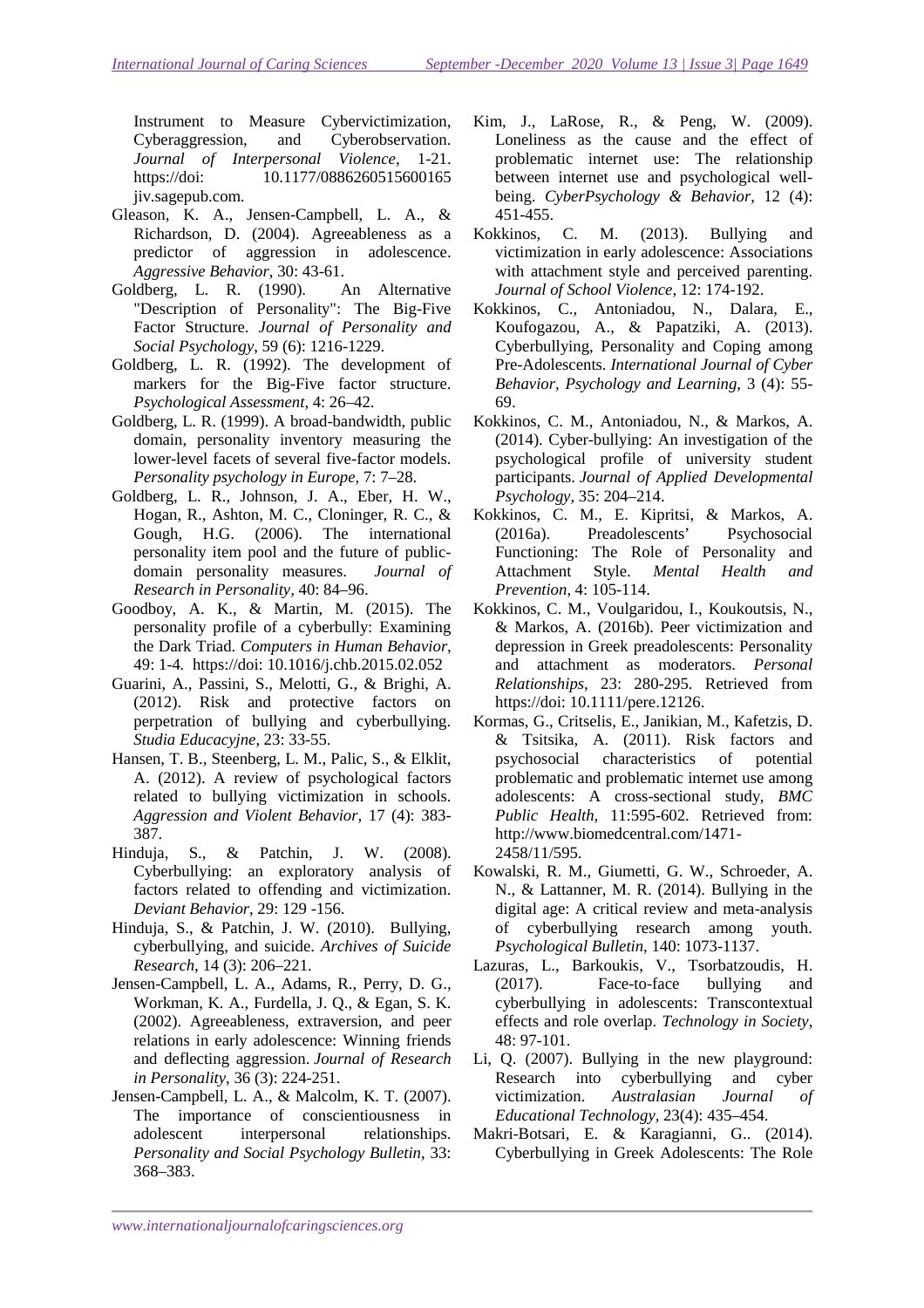Instrument to Measure Cybervictimization, Cyberaggression, and Cyberobservation. *Journal of Interpersonal Violence*, 1-21. https://doi: 10.1177/0886260515600165 jiv.sagepub.com.

Gleason, K. A., Jensen-Campbell, L. A., & Richardson, D. (2004). Agreeableness as a predictor of aggression in adolescence. *Aggressive Behavior*, 30: 43-61.

Goldberg, L. R. (1990). An Alternative "Description of Personality": The Big-Five Factor Structure. *Journal of Personality and Social Psychology*, 59 (6): 1216-1229.

Goldberg, L. R. (1992). The development of markers for the Big-Five factor structure. *Psychological Assessment*, 4: 26–42.

Goldberg, L. R. (1999). A broad-bandwidth, public domain, personality inventory measuring the lower-level facets of several five-factor models. *Personality psychology in Europe*, 7: 7–28.

Goldberg, L. R., Johnson, J. A., Eber, H. W., Hogan, R., Ashton, M. C., Cloninger, R. C., & Gough, H.G. (2006). The international personality item pool and the future of public-domain personality measures. *Journal of Research in Personality*, 40: 84–96.

Goodboy, A. K., & Martin, M. (2015). The personality profile of a cyberbully: Examining the Dark Triad. *Computers in Human Behavior*, 49: 1-4. https://doi: 10.1016/j.chb.2015.02.052

Guarini, A., Passini, S., Melotti, G., & Brighi, A. (2012). Risk and protective factors on perpetration of bullying and cyberbullying. *Studia Educacyjne*, 23: 33-55.

Hansen, T. B., Steenberg, L. M., Palic, S., & Elklit, A. (2012). A review of psychological factors related to bullying victimization in schools. *Aggression and Violent Behavior*, 17 (4): 383-387.

Hinduja, S., & Patchin, J. W. (2008). Cyberbullying: an exploratory analysis of factors related to offending and victimization. *Deviant Behavior*, 29: 129 -156.

Hinduja, S., & Patchin, J. W. (2010). Bullying, cyberbullying, and suicide. *Archives of Suicide Research*, 14 (3): 206–221.

Jensen-Campbell, L. A., Adams, R., Perry, D. G., Workman, K. A., Furdella, J. Q., & Egan, S. K. (2002). Agreeableness, extraversion, and peer relations in early adolescence: Winning friends and deflecting aggression. *Journal of Research in Personality*, 36 (3): 224-251.

Jensen-Campbell, L. A., & Malcolm, K. T. (2007). The importance of conscientiousness in adolescent interpersonal relationships. *Personality and Social Psychology Bulletin*, 33: 368–383.

Kim, J., LaRose, R., & Peng, W. (2009). Loneliness as the cause and the effect of problematic internet use: The relationship between internet use and psychological well-being. *CyberPsychology & Behavior*, 12 (4): 451-455.

Kokkinos, C. M. (2013). Bullying and victimization in early adolescence: Associations with attachment style and perceived parenting. *Journal of School Violence*, 12: 174-192.

Kokkinos, C., Antoniadou, N., Dalara, E., Koufogazou, A., & Papatziki, A. (2013). Cyberbullying, Personality and Coping among Pre-Adolescents. *International Journal of Cyber Behavior, Psychology and Learning*, 3 (4): 55-69.

Kokkinos, C. M., Antoniadou, N., & Markos, A. (2014). Cyber-bullying: An investigation of the psychological profile of university student participants. *Journal of Applied Developmental Psychology*, 35: 204–214.

Kokkinos, C. M., E. Kipritsi, & Markos, A. (2016a). Preadolescents' Psychosocial Functioning: The Role of Personality and Attachment Style. *Mental Health and Prevention*, 4: 105-114.

Kokkinos, C. M., Voulgaridou, I., Koukoutsis, N., & Markos, A. (2016b). Peer victimization and depression in Greek preadolescents: Personality and attachment as moderators. *Personal Relationships*, 23: 280-295. Retrieved from https://doi: 10.1111/pere.12126.

Kormas, G., Critselis, E., Janikian, M., Kafetzis, D. & Tsitsika, A. (2011). Risk factors and psychosocial characteristics of potential problematic and problematic internet use among adolescents: A cross-sectional study, *BMC Public Health*, 11:595-602. Retrieved from: http://www.biomedcentral.com/1471-2458/11/595.

Kowalski, R. M., Giumetti, G. W., Schroeder, A. N., & Lattanner, M. R. (2014). Bullying in the digital age: A critical review and meta-analysis of cyberbullying research among youth. *Psychological Bulletin*, 140: 1073-1137.

Lazuras, L., Barkoukis, V., Tsorbatzoudis, H. (2017). Face-to-face bullying and cyberbullying in adolescents: Transcontextual effects and role overlap. *Technology in Society*, 48: 97-101.

Li, Q. (2007). Bullying in the new playground: Research into cyberbullying and cyber victimization. *Australasian Journal of Educational Technology*, 23(4): 435–454.

Makri-Botsari, E. & Karagianni, G.. (2014). Cyberbullying in Greek Adolescents: The Role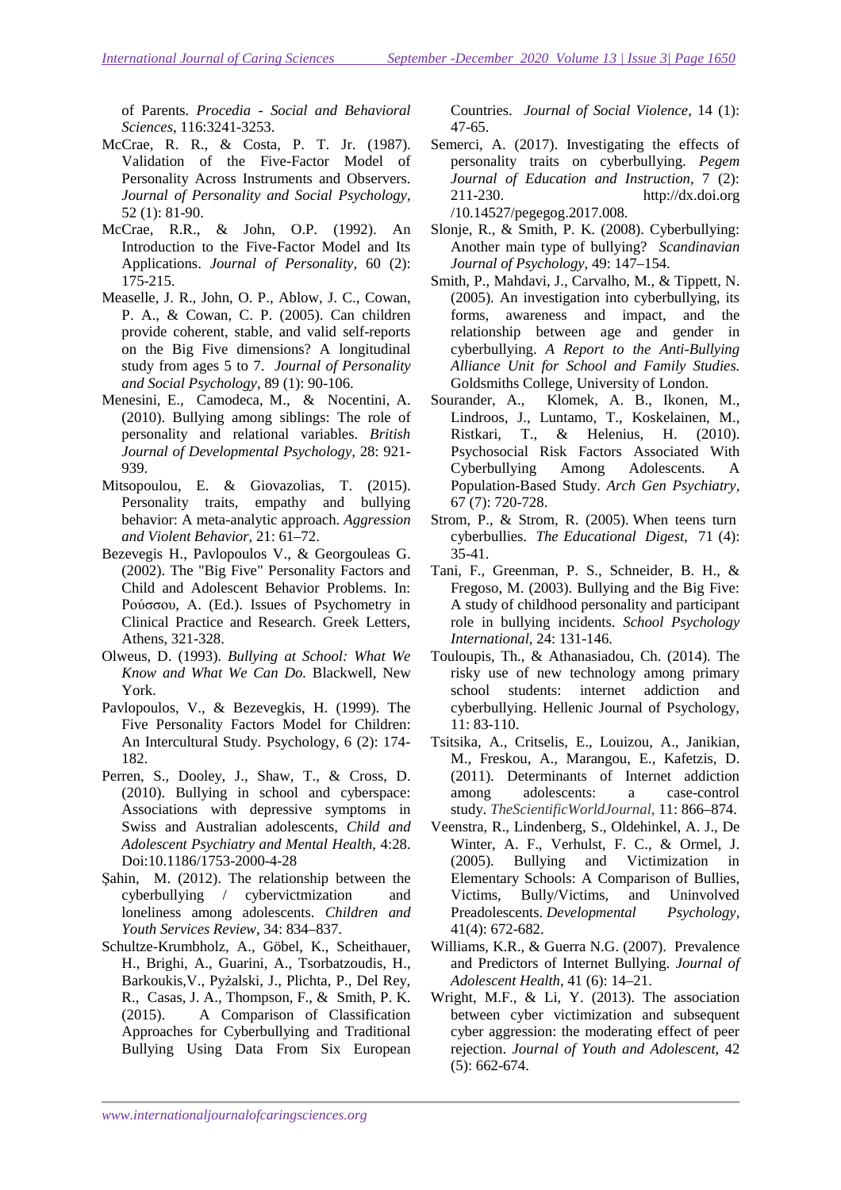of Parents. *Procedia - Social and Behavioral Sciences*, 116:3241-3253.

McCrae, R. R., & Costa, P. T. Jr. (1987). Validation of the Five-Factor Model of Personality Across Instruments and Observers. *Journal of Personality and Social Psychology*, 52 (1): 81-90.

McCrae, R.R., & John, O.P. (1992). An Introduction to the Five-Factor Model and Its Applications. *Journal of Personality*, 60 (2): 175-215.

Measelle, J. R., John, O. P., Ablow, J. C., Cowan, P. A., & Cowan, C. P. (2005). Can children provide coherent, stable, and valid self-reports on the Big Five dimensions? A longitudinal study from ages 5 to 7. *Journal of Personality and Social Psychology*, 89 (1): 90-106.

Menesini, E., Camodeca, M., & Nocentini, A. (2010). Bullying among siblings: The role of personality and relational variables. *British Journal of Developmental Psychology*, 28: 921-939.

Mitsopoulou, E. & Giovazolias, T. (2015). Personality traits, empathy and bullying behavior: A meta-analytic approach. *Aggression and Violent Behavior*, 21: 61–72.

Bezevegis H., Pavlopoulos V., & Georgouleas G. (2002). The "Big Five" Personality Factors and Child and Adolescent Behavior Problems. In: Ρούσσου, A. (Ed.). Issues of Psychometry in Clinical Practice and Research. Greek Letters, Athens, 321-328.

Olweus, D. (1993). *Bullying at School: What We Know and What We Can Do.* Blackwell, New York.

Pavlopoulos, V., & Bezevegkis, H. (1999). The Five Personality Factors Model for Children: An Intercultural Study. Psychology, 6 (2): 174-182.

Perren, S., Dooley, J., Shaw, T., & Cross, D. (2010). Bullying in school and cyberspace: Associations with depressive symptoms in Swiss and Australian adolescents, *Child and Adolescent Psychiatry and Mental Health*, 4:28. Doi:10.1186/1753-2000-4-28

Şahin, M. (2012). The relationship between the cyberbullying / cybervictmization and loneliness among adolescents. *Children and Youth Services Review*, 34: 834–837.

Schultze-Krumbholz, A., Göbel, K., Scheithauer, H., Brighi, A., Guarini, A., Tsorbatzoudis, H., Barkoukis,V., Pyżalski, J., Plichta, P., Del Rey, R., Casas, J. A., Thompson, F., & Smith, P. K. (2015). A Comparison of Classification Approaches for Cyberbullying and Traditional Bullying Using Data From Six European Countries. *Journal of Social Violence*, 14 (1): 47-65.

Semerci, A. (2017). Investigating the effects of personality traits on cyberbullying. *Pegem Journal of Education and Instruction*, 7 (2): 211-230. http://dx.doi.org/10.14527/pegegog.2017.008.

Slonje, R., & Smith, P. K. (2008). Cyberbullying: Another main type of bullying? *Scandinavian Journal of Psychology*, 49: 147–154.

Smith, P., Mahdavi, J., Carvalho, M., & Tippett, N. (2005). An investigation into cyberbullying, its forms, awareness and impact, and the relationship between age and gender in cyberbullying. *A Report to the Anti-Bullying Alliance Unit for School and Family Studies.* Goldsmiths College, University of London.

Sourander, A., Klomek, A. B., Ikonen, M., Lindroos, J., Luntamo, T., Koskelainen, M., Ristkari, T., & Helenius, H. (2010). Psychosocial Risk Factors Associated With Cyberbullying Among Adolescents. A Population-Based Study. *Arch Gen Psychiatry*, 67 (7): 720-728.

Strom, P., & Strom, R. (2005). When teens turn cyberbullies. *The Educational Digest*, 71 (4): 35-41.

Tani, F., Greenman, P. S., Schneider, B. H., & Fregoso, M. (2003). Bullying and the Big Five: A study of childhood personality and participant role in bullying incidents. *School Psychology International*, 24: 131-146.

Touloupis, Th., & Athanasiadou, Ch. (2014). The risky use of new technology among primary school students: internet addiction and cyberbullying. Hellenic Journal of Psychology, 11: 83-110.

Tsitsika, A., Critselis, E., Louizou, A., Janikian, M., Freskou, A., Marangou, E., Kafetzis, D. (2011). Determinants of Internet addiction among adolescents: a case-control study. *TheScientificWorldJournal*, 11: 866–874.

Veenstra, R., Lindenberg, S., Oldehinkel, A. J., De Winter, A. F., Verhulst, F. C., & Ormel, J. (2005). Bullying and Victimization in Elementary Schools: A Comparison of Bullies, Victims, Bully/Victims, and Uninvolved Preadolescents. *Developmental Psychology*, 41(4): 672-682.

Williams, K.R., & Guerra N.G. (2007). Prevalence and Predictors of Internet Bullying. *Journal of Adolescent Health*, 41 (6): 14–21.

Wright, M.F., & Li, Y. (2013). The association between cyber victimization and subsequent cyber aggression: the moderating effect of peer rejection. *Journal of Youth and Adolescent*, 42 (5): 662-674.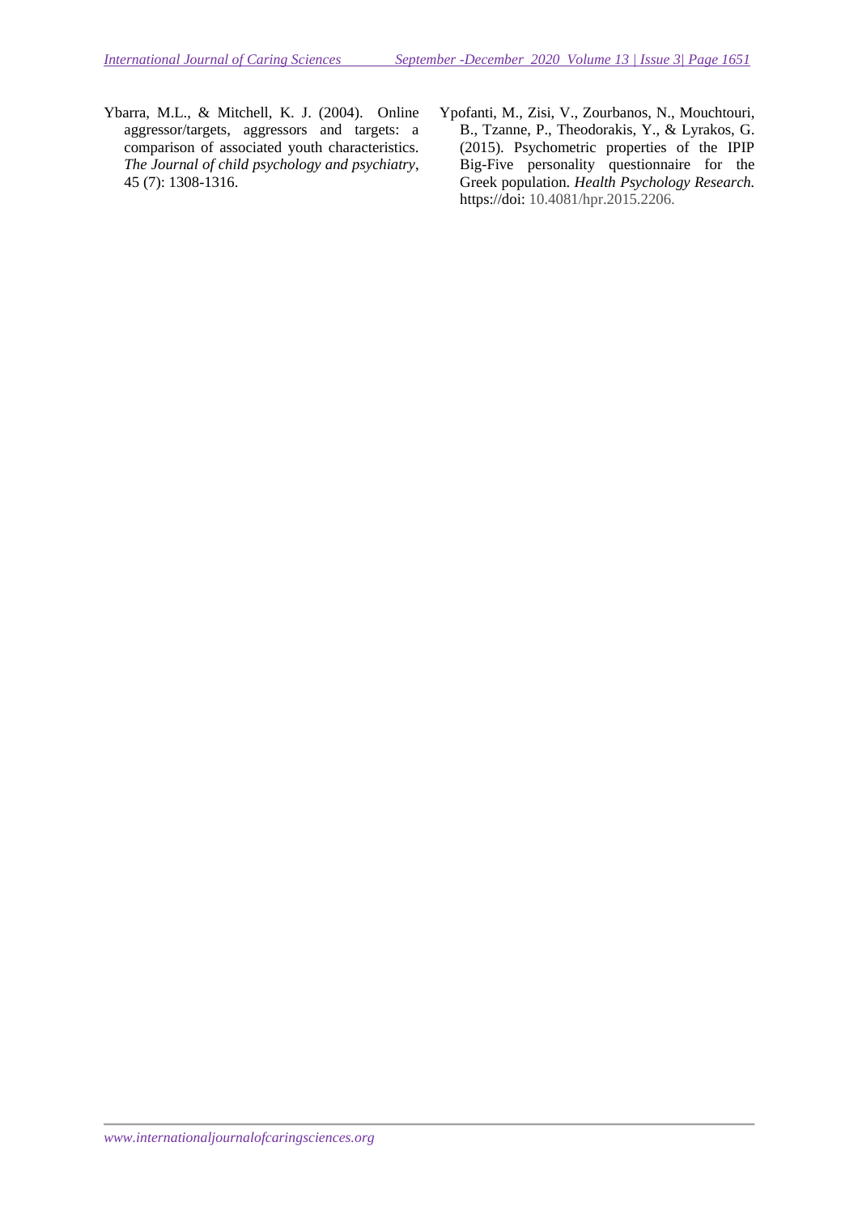Ybarra, M.L., & Mitchell, K. J. (2004). Online aggressor/targets, aggressors and targets: a comparison of associated youth characteristics. *The Journal of child psychology and psychiatry*, 45 (7): 1308-1316.

Ypofanti, M., Zisi, V., Zourbanos, N., Mouchtouri, B., Tzanne, P., Theodorakis, Y., & Lyrakos, G. (2015). Psychometric properties of the IPIP Big-Five personality questionnaire for the Greek population. *Health Psychology Research.* https://doi: 10.4081/hpr.2015.2206.